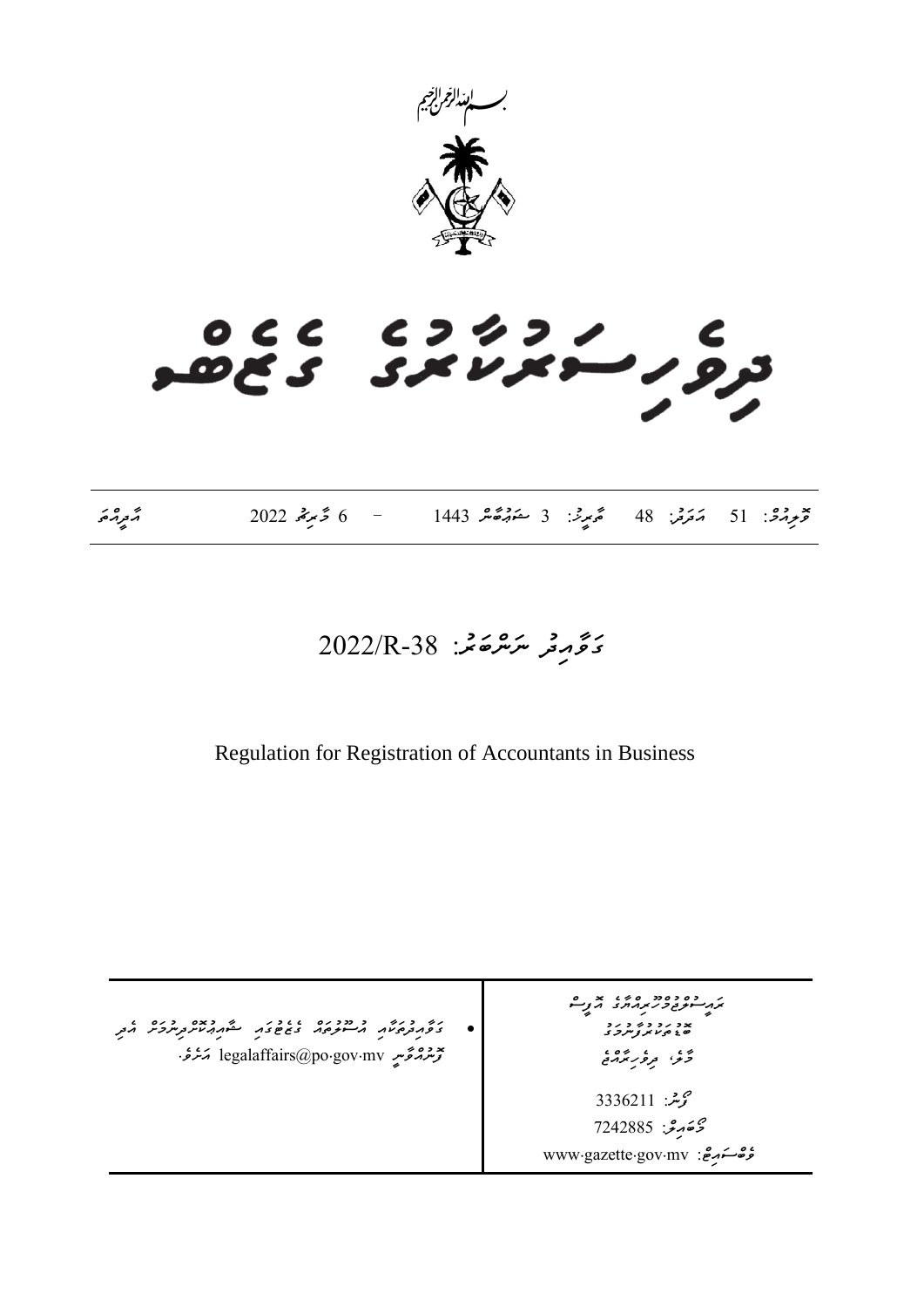بسم الله الرحمن الرحيم

# ދިވެހިސަރުކާރުގެ ގެޒެޓު

ވޮލިއުމް: 51 އަދަދު: 48 ތާރީޚު: 3 ޛުލްޤަޢިދާ 1443 - 6 ޖޫން 2022 އާދިއްތަ

## ގަވާއިދު ނަންބަރު: 2022/R-38

Regulation for Registration of Accountants in Business

ރައީސުލްޖުމްހޫރިއްޔާގެ އޮފީސް
ބޮޑުތަކުރުފާނުމަގު
މާލެ، ދިވެހިރާއްޖެ

ފޯން: 3336211
މޯބައިލް: 7242885
ވެބްސައިޓް: www.gazette.gov.mv

- ގަވާއިދުތަކާއި އުސޫލުތަކާ ގުޅުންހުރި ސުވާލުތައް ފޮނުވާނީ legalaffairs@po.gov.mv އަށެވެ.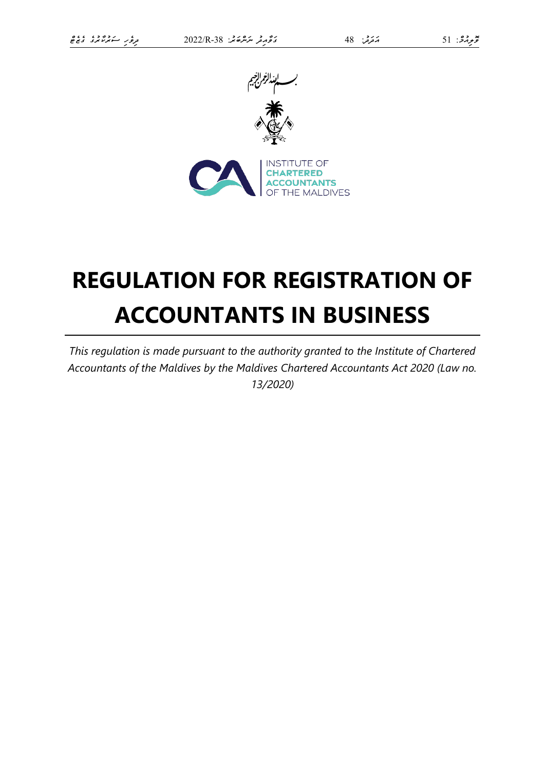بسم الله الرحمن الرحيم

INSTITUTE OF CHARTERED ACCOUNTANTS OF THE MALDIVES

# REGULATION FOR REGISTRATION OF ACCOUNTANTS IN BUSINESS

*This regulation is made pursuant to the authority granted to the Institute of Chartered Accountants of the Maldives by the Maldives Chartered Accountants Act 2020 (Law no. 13/2020)*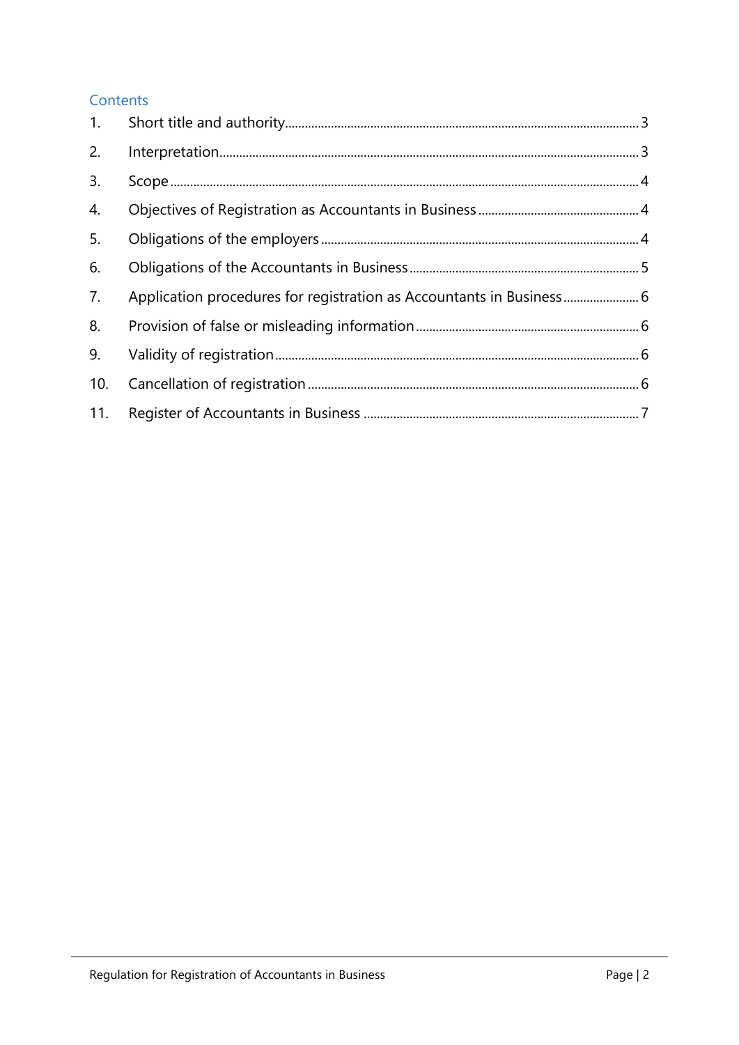## Contents

1. Short title and authority ........ 3
2. Interpretation ........ 3
3. Scope ........ 4
4. Objectives of Registration as Accountants in Business ........ 4
5. Obligations of the employers ........ 4
6. Obligations of the Accountants in Business ........ 5
7. Application procedures for registration as Accountants in Business ........ 6
8. Provision of false or misleading information ........ 6
9. Validity of registration ........ 6
10. Cancellation of registration ........ 6
11. Register of Accountants in Business ........ 7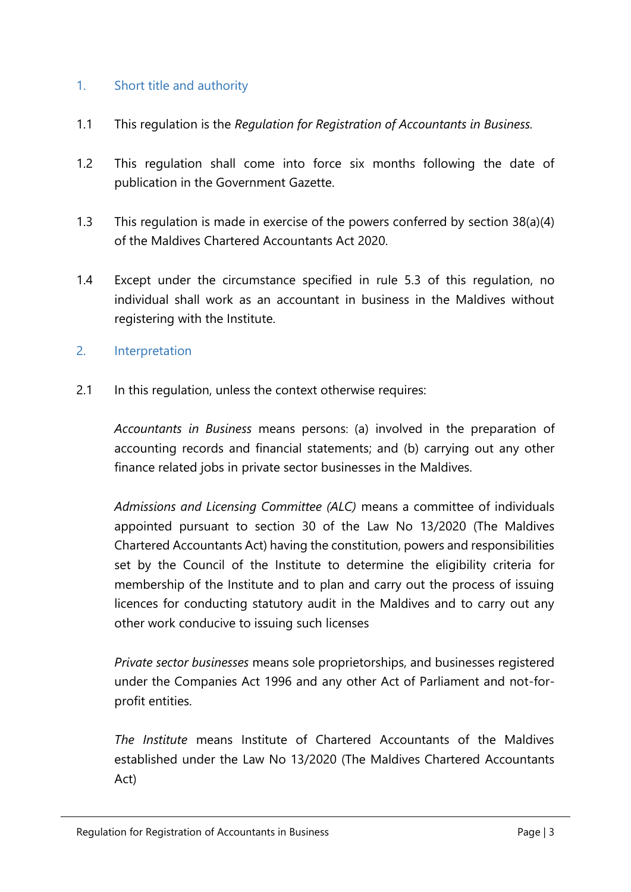## 1. Short title and authority

1.1 This regulation is the *Regulation for Registration of Accountants in Business.*

1.2 This regulation shall come into force six months following the date of publication in the Government Gazette.

1.3 This regulation is made in exercise of the powers conferred by section 38(a)(4) of the Maldives Chartered Accountants Act 2020.

1.4 Except under the circumstance specified in rule 5.3 of this regulation, no individual shall work as an accountant in business in the Maldives without registering with the Institute.

## 2. Interpretation

2.1 In this regulation, unless the context otherwise requires:

*Accountants in Business* means persons: (a) involved in the preparation of accounting records and financial statements; and (b) carrying out any other finance related jobs in private sector businesses in the Maldives.

*Admissions and Licensing Committee (ALC)* means a committee of individuals appointed pursuant to section 30 of the Law No 13/2020 (The Maldives Chartered Accountants Act) having the constitution, powers and responsibilities set by the Council of the Institute to determine the eligibility criteria for membership of the Institute and to plan and carry out the process of issuing licences for conducting statutory audit in the Maldives and to carry out any other work conducive to issuing such licenses

*Private sector businesses* means sole proprietorships, and businesses registered under the Companies Act 1996 and any other Act of Parliament and not-for-profit entities.

*The Institute* means Institute of Chartered Accountants of the Maldives established under the Law No 13/2020 (The Maldives Chartered Accountants Act)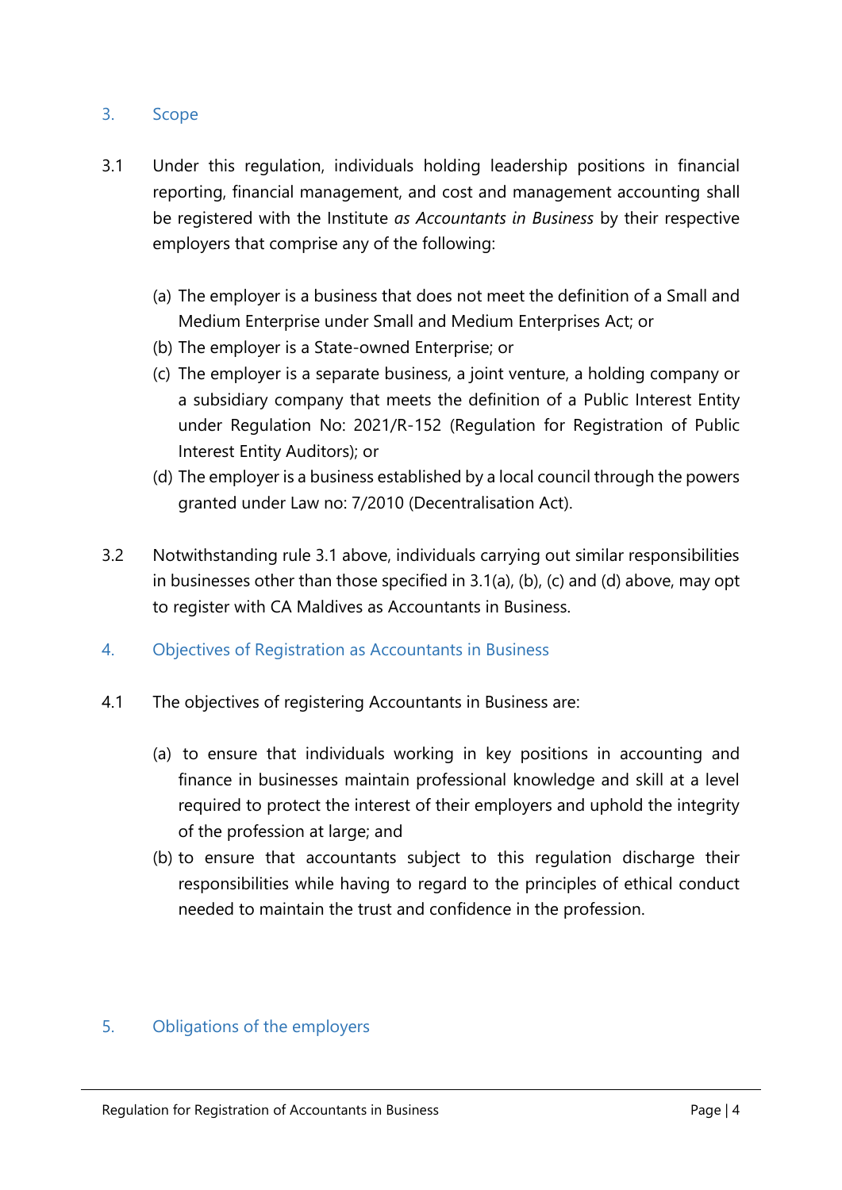## 3. Scope

3.1 Under this regulation, individuals holding leadership positions in financial reporting, financial management, and cost and management accounting shall be registered with the Institute *as Accountants in Business* by their respective employers that comprise any of the following:

(a) The employer is a business that does not meet the definition of a Small and Medium Enterprise under Small and Medium Enterprises Act; or

(b) The employer is a State-owned Enterprise; or

(c) The employer is a separate business, a joint venture, a holding company or a subsidiary company that meets the definition of a Public Interest Entity under Regulation No: 2021/R-152 (Regulation for Registration of Public Interest Entity Auditors); or

(d) The employer is a business established by a local council through the powers granted under Law no: 7/2010 (Decentralisation Act).

3.2 Notwithstanding rule 3.1 above, individuals carrying out similar responsibilities in businesses other than those specified in 3.1(a), (b), (c) and (d) above, may opt to register with CA Maldives as Accountants in Business.

## 4. Objectives of Registration as Accountants in Business

4.1 The objectives of registering Accountants in Business are:

(a) to ensure that individuals working in key positions in accounting and finance in businesses maintain professional knowledge and skill at a level required to protect the interest of their employers and uphold the integrity of the profession at large; and

(b) to ensure that accountants subject to this regulation discharge their responsibilities while having to regard to the principles of ethical conduct needed to maintain the trust and confidence in the profession.

## 5. Obligations of the employers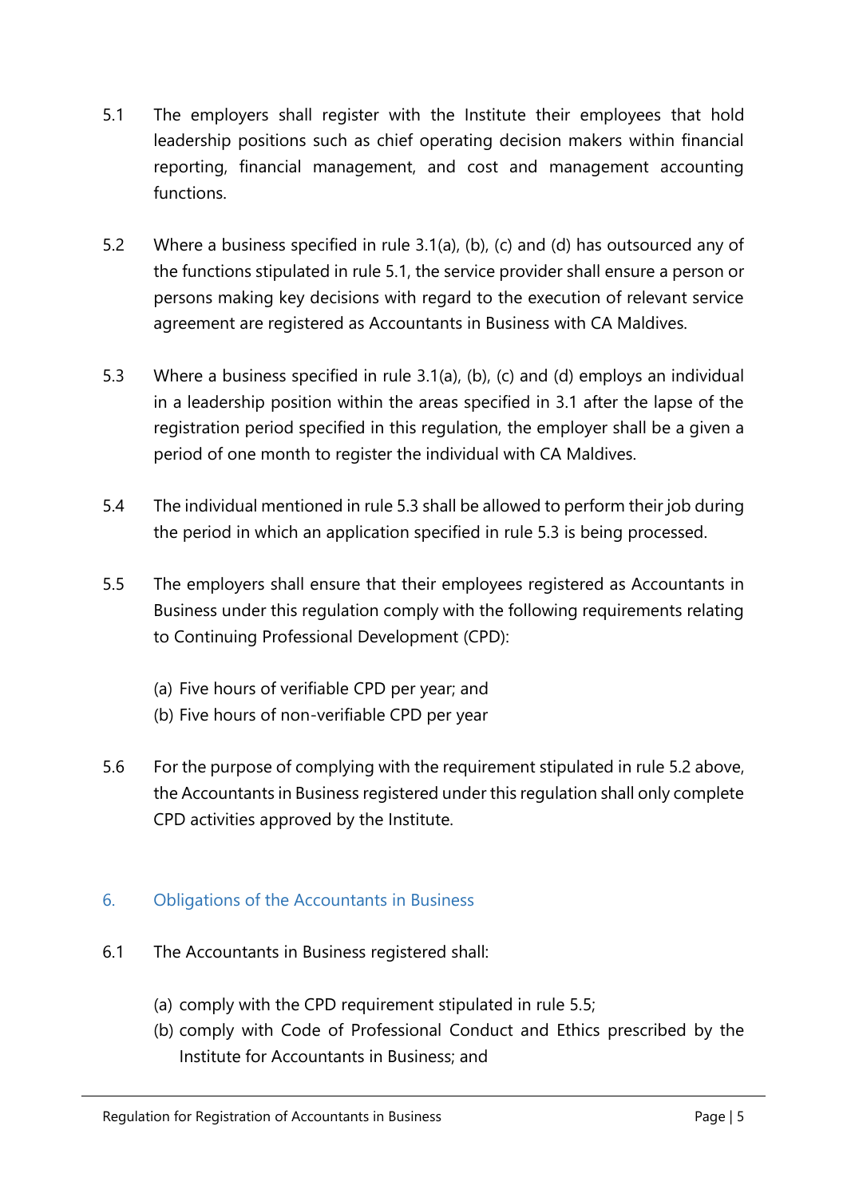5.1 The employers shall register with the Institute their employees that hold leadership positions such as chief operating decision makers within financial reporting, financial management, and cost and management accounting functions.

5.2 Where a business specified in rule 3.1(a), (b), (c) and (d) has outsourced any of the functions stipulated in rule 5.1, the service provider shall ensure a person or persons making key decisions with regard to the execution of relevant service agreement are registered as Accountants in Business with CA Maldives.

5.3 Where a business specified in rule 3.1(a), (b), (c) and (d) employs an individual in a leadership position within the areas specified in 3.1 after the lapse of the registration period specified in this regulation, the employer shall be a given a period of one month to register the individual with CA Maldives.

5.4 The individual mentioned in rule 5.3 shall be allowed to perform their job during the period in which an application specified in rule 5.3 is being processed.

5.5 The employers shall ensure that their employees registered as Accountants in Business under this regulation comply with the following requirements relating to Continuing Professional Development (CPD):

(a) Five hours of verifiable CPD per year; and
(b) Five hours of non-verifiable CPD per year

5.6 For the purpose of complying with the requirement stipulated in rule 5.2 above, the Accountants in Business registered under this regulation shall only complete CPD activities approved by the Institute.

## 6. Obligations of the Accountants in Business

6.1 The Accountants in Business registered shall:

(a) comply with the CPD requirement stipulated in rule 5.5;
(b) comply with Code of Professional Conduct and Ethics prescribed by the Institute for Accountants in Business; and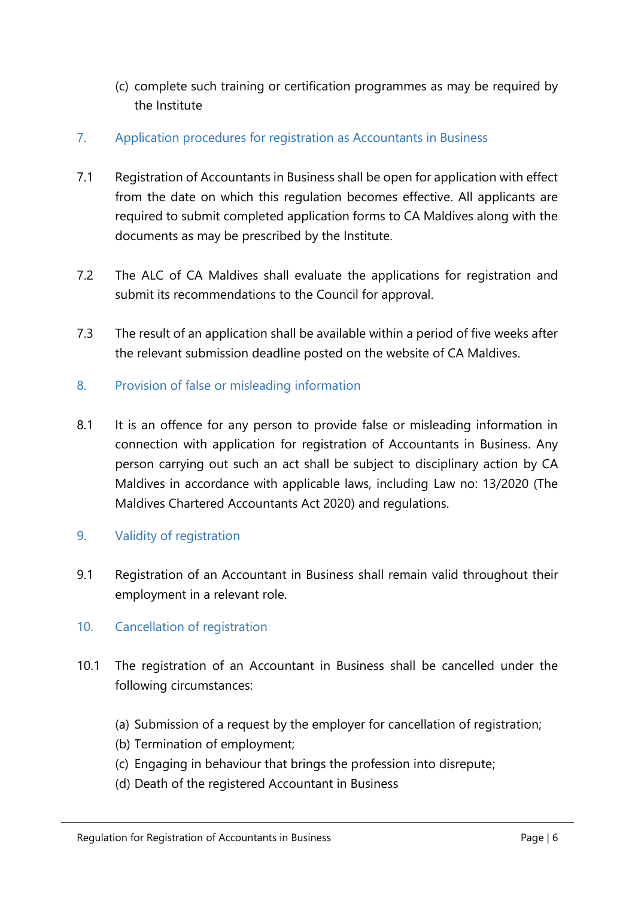(c) complete such training or certification programmes as may be required by the Institute

## 7. Application procedures for registration as Accountants in Business

7.1 Registration of Accountants in Business shall be open for application with effect from the date on which this regulation becomes effective. All applicants are required to submit completed application forms to CA Maldives along with the documents as may be prescribed by the Institute.

7.2 The ALC of CA Maldives shall evaluate the applications for registration and submit its recommendations to the Council for approval.

7.3 The result of an application shall be available within a period of five weeks after the relevant submission deadline posted on the website of CA Maldives.

## 8. Provision of false or misleading information

8.1 It is an offence for any person to provide false or misleading information in connection with application for registration of Accountants in Business. Any person carrying out such an act shall be subject to disciplinary action by CA Maldives in accordance with applicable laws, including Law no: 13/2020 (The Maldives Chartered Accountants Act 2020) and regulations.

## 9. Validity of registration

9.1 Registration of an Accountant in Business shall remain valid throughout their employment in a relevant role.

## 10. Cancellation of registration

10.1 The registration of an Accountant in Business shall be cancelled under the following circumstances:

(a) Submission of a request by the employer for cancellation of registration;
(b) Termination of employment;
(c) Engaging in behaviour that brings the profession into disrepute;
(d) Death of the registered Accountant in Business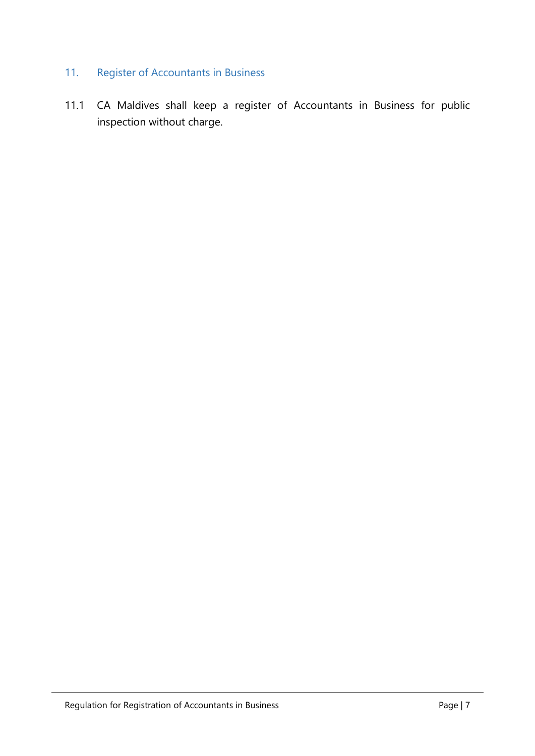## 11. Register of Accountants in Business

11.1 CA Maldives shall keep a register of Accountants in Business for public inspection without charge.